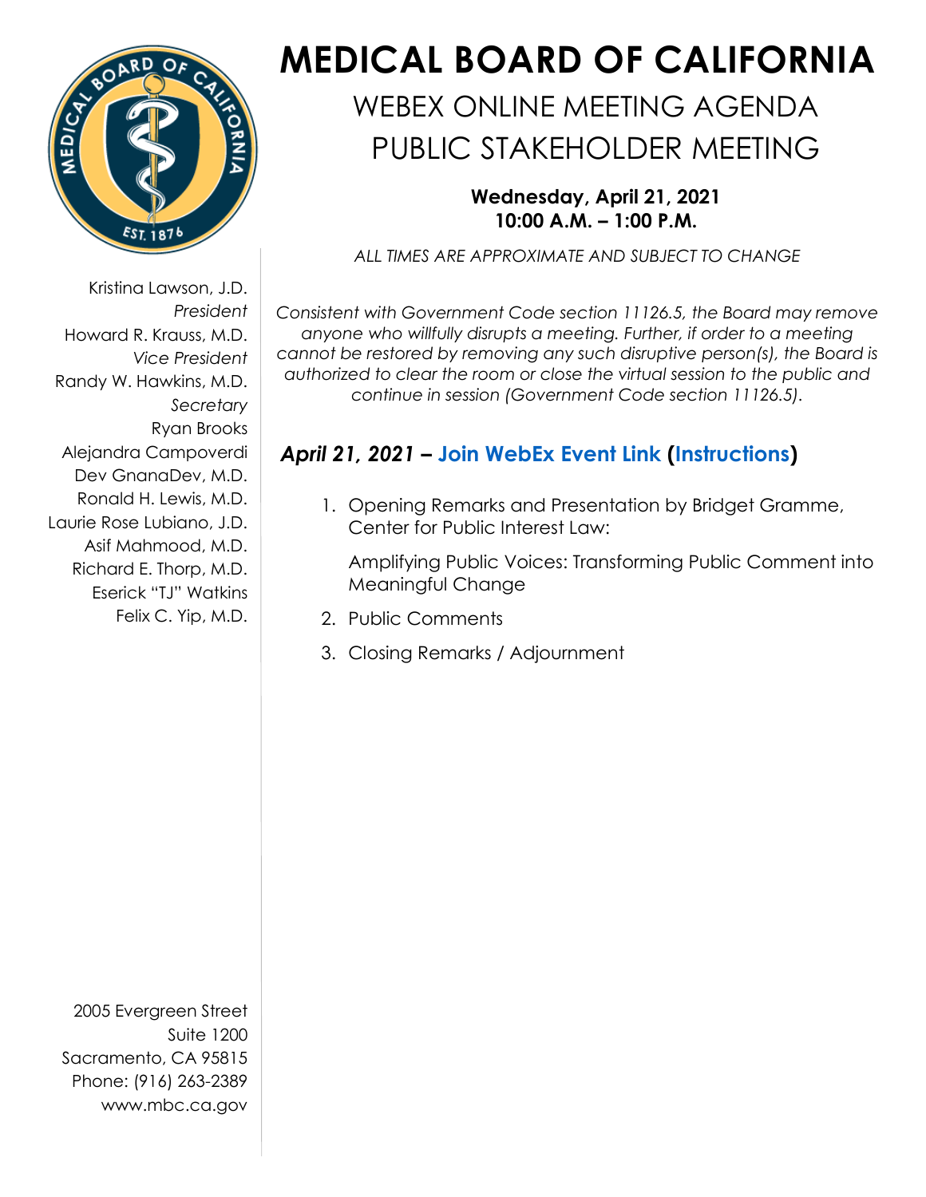# MEDICAL BOARD OF CALIFORNIA

## WEBEX ONLINE MEETING AGENDA
## PUBLIC STAKEHOLDER MEETING

**Wednesday, April 21, 2021**
**10:00 A.M. – 1:00 P.M.**

*ALL TIMES ARE APPROXIMATE AND SUBJECT TO CHANGE*

Kristina Lawson, J.D.
*President*
Howard R. Krauss, M.D.
*Vice President*
Randy W. Hawkins, M.D.
*Secretary*
Ryan Brooks
Alejandra Campoverdi
Dev GnanaDev, M.D.
Ronald H. Lewis, M.D.
Laurie Rose Lubiano, J.D.
Asif Mahmood, M.D.
Richard E. Thorp, M.D.
Eserick "TJ" Watkins
Felix C. Yip, M.D.

*Consistent with Government Code section 11126.5, the Board may remove anyone who willfully disrupts a meeting. Further, if order to a meeting cannot be restored by removing any such disruptive person(s), the Board is authorized to clear the room or close the virtual session to the public and continue in session (Government Code section 11126.5).*

### *April 21, 2021* – Join WebEx Event Link (Instructions)

1. Opening Remarks and Presentation by Bridget Gramme, Center for Public Interest Law:

   Amplifying Public Voices: Transforming Public Comment into Meaningful Change

2. Public Comments

3. Closing Remarks / Adjournment

2005 Evergreen Street
Suite 1200
Sacramento, CA 95815
Phone: (916) 263-2389
www.mbc.ca.gov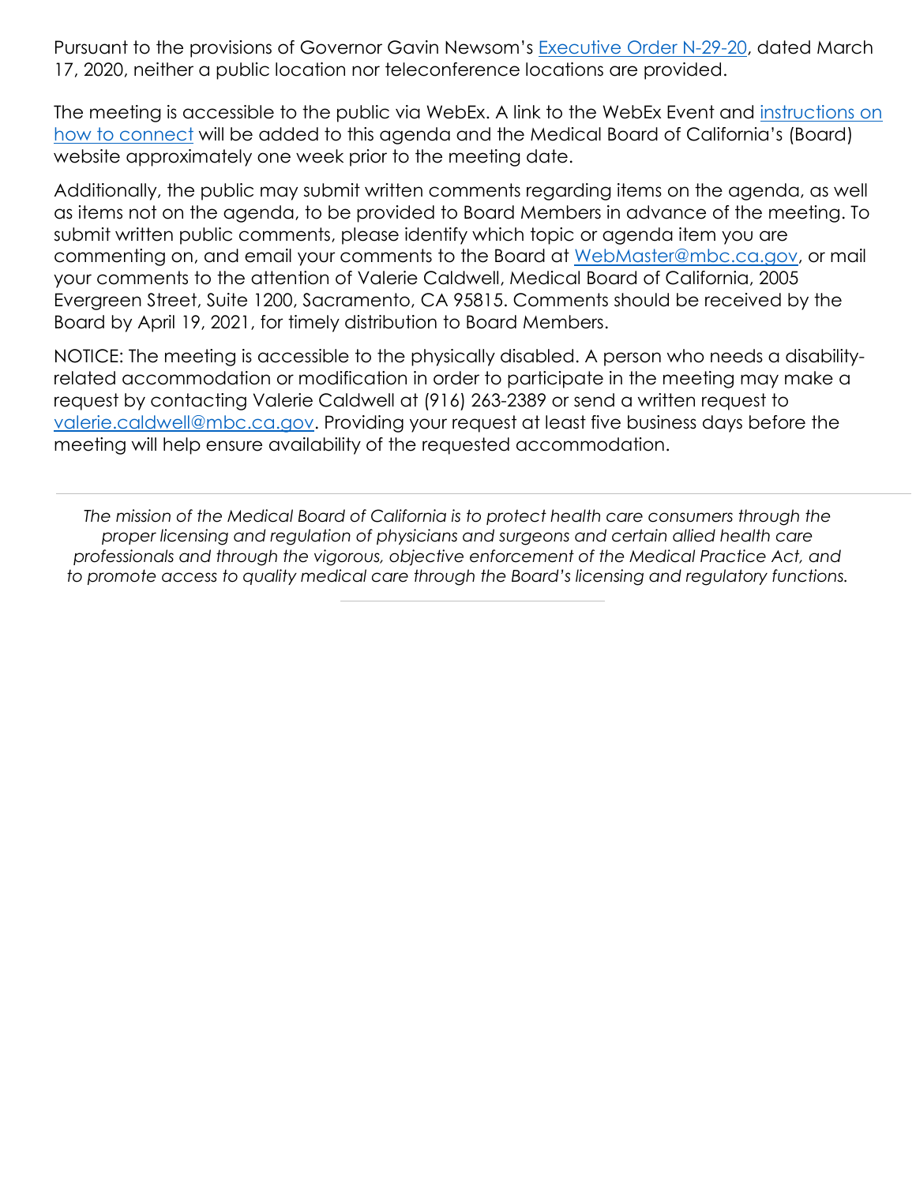Pursuant to the provisions of Governor Gavin Newsom's [Executive Order N-29-20](), dated March 17, 2020, neither a public location nor teleconference locations are provided.

The meeting is accessible to the public via WebEx. A link to the WebEx Event and [instructions on how to connect]() will be added to this agenda and the Medical Board of California's (Board) website approximately one week prior to the meeting date.

Additionally, the public may submit written comments regarding items on the agenda, as well as items not on the agenda, to be provided to Board Members in advance of the meeting. To submit written public comments, please identify which topic or agenda item you are commenting on, and email your comments to the Board at WebMaster@mbc.ca.gov, or mail your comments to the attention of Valerie Caldwell, Medical Board of California, 2005 Evergreen Street, Suite 1200, Sacramento, CA 95815. Comments should be received by the Board by April 19, 2021, for timely distribution to Board Members.

NOTICE: The meeting is accessible to the physically disabled. A person who needs a disability-related accommodation or modification in order to participate in the meeting may make a request by contacting Valerie Caldwell at (916) 263-2389 or send a written request to valerie.caldwell@mbc.ca.gov. Providing your request at least five business days before the meeting will help ensure availability of the requested accommodation.

---

*The mission of the Medical Board of California is to protect health care consumers through the proper licensing and regulation of physicians and surgeons and certain allied health care professionals and through the vigorous, objective enforcement of the Medical Practice Act, and to promote access to quality medical care through the Board's licensing and regulatory functions.*

---